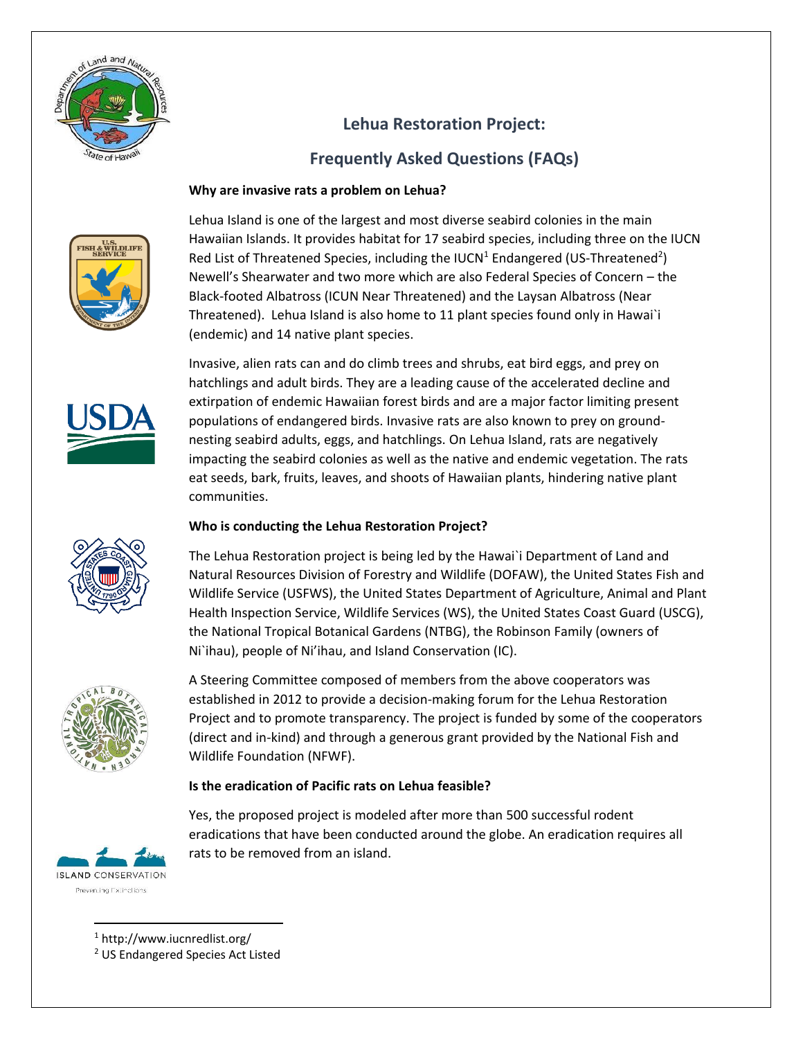# Lehua Restoration Project:

# Frequently Asked Questions (FAQs)

**Why are invasive rats a problem on Lehua?**

Lehua Island is one of the largest and most diverse seabird colonies in the main Hawaiian Islands. It provides habitat for 17 seabird species, including three on the IUCN Red List of Threatened Species, including the IUCN[1] Endangered (US-Threatened[2]) Newell's Shearwater and two more which are also Federal Species of Concern – the Black-footed Albatross (ICUN Near Threatened) and the Laysan Albatross (Near Threatened). Lehua Island is also home to 11 plant species found only in Hawai`i (endemic) and 14 native plant species.

Invasive, alien rats can and do climb trees and shrubs, eat bird eggs, and prey on hatchlings and adult birds. They are a leading cause of the accelerated decline and extirpation of endemic Hawaiian forest birds and are a major factor limiting present populations of endangered birds. Invasive rats are also known to prey on ground-nesting seabird adults, eggs, and hatchlings. On Lehua Island, rats are negatively impacting the seabird colonies as well as the native and endemic vegetation. The rats eat seeds, bark, fruits, leaves, and shoots of Hawaiian plants, hindering native plant communities.

**Who is conducting the Lehua Restoration Project?**

The Lehua Restoration project is being led by the Hawai`i Department of Land and Natural Resources Division of Forestry and Wildlife (DOFAW), the United States Fish and Wildlife Service (USFWS), the United States Department of Agriculture, Animal and Plant Health Inspection Service, Wildlife Services (WS), the United States Coast Guard (USCG), the National Tropical Botanical Gardens (NTBG), the Robinson Family (owners of Ni`ihau), people of Ni'ihau, and Island Conservation (IC).

A Steering Committee composed of members from the above cooperators was established in 2012 to provide a decision-making forum for the Lehua Restoration Project and to promote transparency. The project is funded by some of the cooperators (direct and in-kind) and through a generous grant provided by the National Fish and Wildlife Foundation (NFWF).

**Is the eradication of Pacific rats on Lehua feasible?**

Yes, the proposed project is modeled after more than 500 successful rodent eradications that have been conducted around the globe. An eradication requires all rats to be removed from an island.

---

[1] http://www.iucnredlist.org/

[2] US Endangered Species Act Listed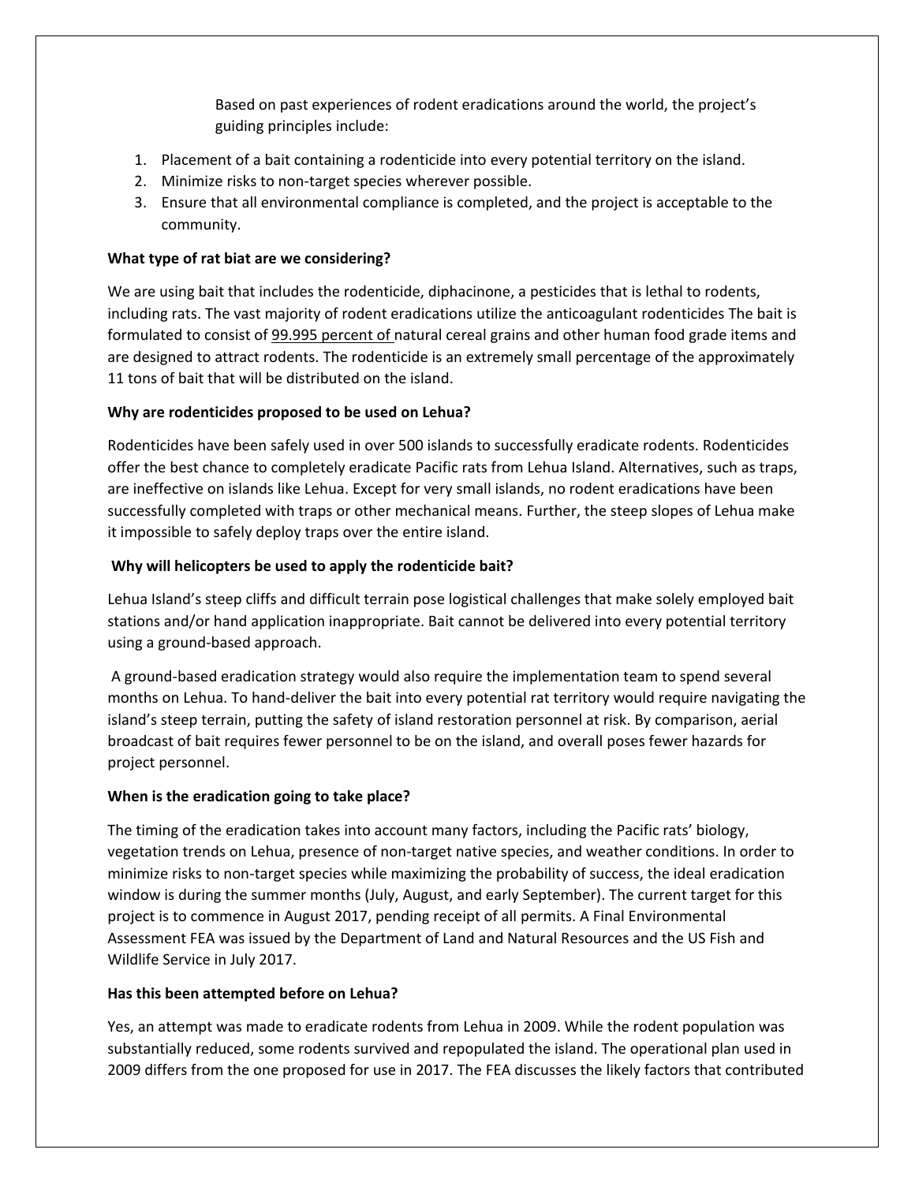Based on past experiences of rodent eradications around the world, the project's guiding principles include:

1. Placement of a bait containing a rodenticide into every potential territory on the island.
2. Minimize risks to non-target species wherever possible.
3. Ensure that all environmental compliance is completed, and the project is acceptable to the community.

**What type of rat biat are we considering?**

We are using bait that includes the rodenticide, diphacinone, a pesticides that is lethal to rodents, including rats. The vast majority of rodent eradications utilize the anticoagulant rodenticides The bait is formulated to consist of <u>99.995 percent of</u> natural cereal grains and other human food grade items and are designed to attract rodents. The rodenticide is an extremely small percentage of the approximately 11 tons of bait that will be distributed on the island.

**Why are rodenticides proposed to be used on Lehua?**

Rodenticides have been safely used in over 500 islands to successfully eradicate rodents. Rodenticides offer the best chance to completely eradicate Pacific rats from Lehua Island. Alternatives, such as traps, are ineffective on islands like Lehua. Except for very small islands, no rodent eradications have been successfully completed with traps or other mechanical means. Further, the steep slopes of Lehua make it impossible to safely deploy traps over the entire island.

**Why will helicopters be used to apply the rodenticide bait?**

Lehua Island's steep cliffs and difficult terrain pose logistical challenges that make solely employed bait stations and/or hand application inappropriate. Bait cannot be delivered into every potential territory using a ground-based approach.

A ground-based eradication strategy would also require the implementation team to spend several months on Lehua. To hand-deliver the bait into every potential rat territory would require navigating the island's steep terrain, putting the safety of island restoration personnel at risk. By comparison, aerial broadcast of bait requires fewer personnel to be on the island, and overall poses fewer hazards for project personnel.

**When is the eradication going to take place?**

The timing of the eradication takes into account many factors, including the Pacific rats' biology, vegetation trends on Lehua, presence of non-target native species, and weather conditions. In order to minimize risks to non-target species while maximizing the probability of success, the ideal eradication window is during the summer months (July, August, and early September). The current target for this project is to commence in August 2017, pending receipt of all permits. A Final Environmental Assessment FEA was issued by the Department of Land and Natural Resources and the US Fish and Wildlife Service in July 2017.

**Has this been attempted before on Lehua?**

Yes, an attempt was made to eradicate rodents from Lehua in 2009. While the rodent population was substantially reduced, some rodents survived and repopulated the island. The operational plan used in 2009 differs from the one proposed for use in 2017. The FEA discusses the likely factors that contributed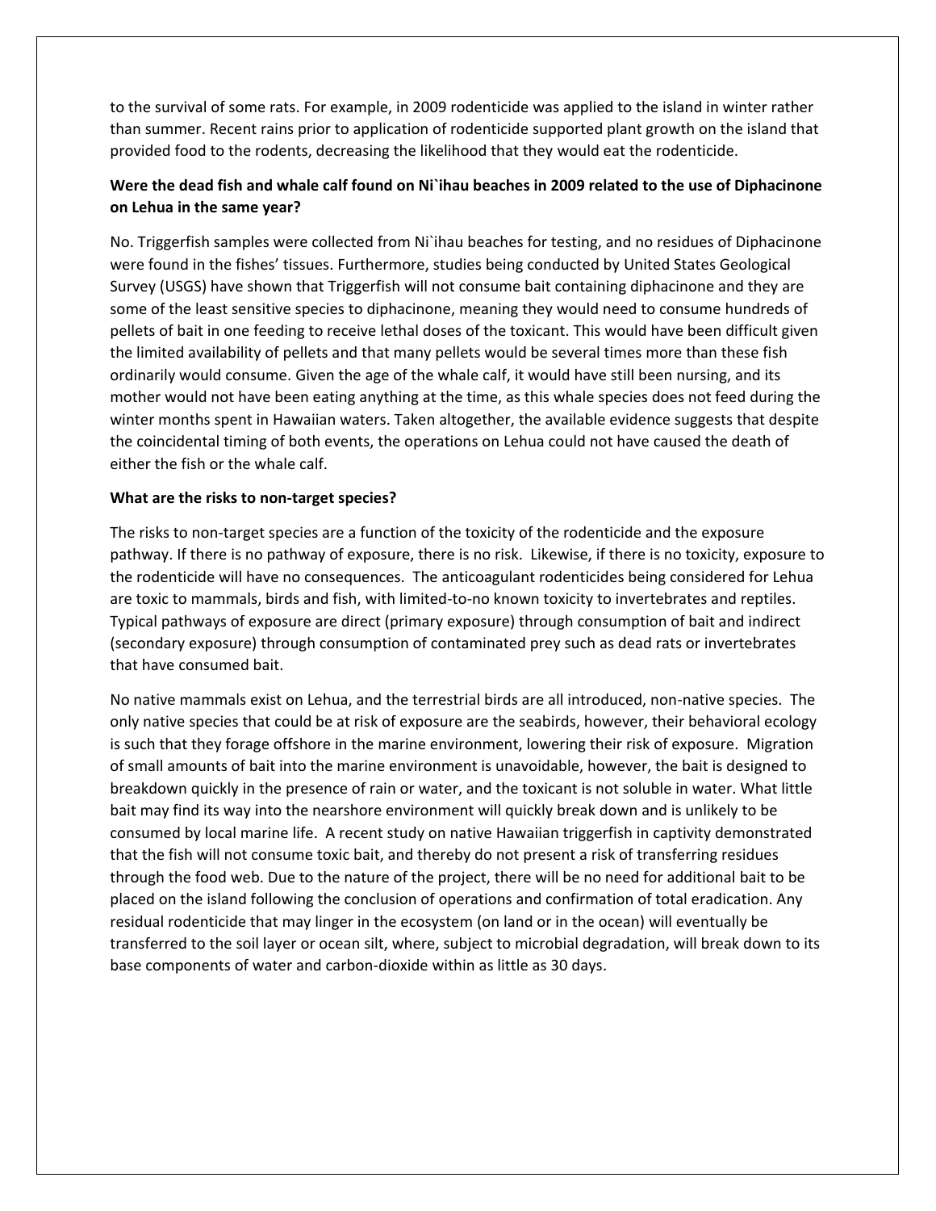to the survival of some rats. For example, in 2009 rodenticide was applied to the island in winter rather than summer. Recent rains prior to application of rodenticide supported plant growth on the island that provided food to the rodents, decreasing the likelihood that they would eat the rodenticide.

**Were the dead fish and whale calf found on Ni`ihau beaches in 2009 related to the use of Diphacinone on Lehua in the same year?**

No. Triggerfish samples were collected from Ni`ihau beaches for testing, and no residues of Diphacinone were found in the fishes' tissues. Furthermore, studies being conducted by United States Geological Survey (USGS) have shown that Triggerfish will not consume bait containing diphacinone and they are some of the least sensitive species to diphacinone, meaning they would need to consume hundreds of pellets of bait in one feeding to receive lethal doses of the toxicant. This would have been difficult given the limited availability of pellets and that many pellets would be several times more than these fish ordinarily would consume. Given the age of the whale calf, it would have still been nursing, and its mother would not have been eating anything at the time, as this whale species does not feed during the winter months spent in Hawaiian waters. Taken altogether, the available evidence suggests that despite the coincidental timing of both events, the operations on Lehua could not have caused the death of either the fish or the whale calf.

**What are the risks to non-target species?**

The risks to non-target species are a function of the toxicity of the rodenticide and the exposure pathway. If there is no pathway of exposure, there is no risk. Likewise, if there is no toxicity, exposure to the rodenticide will have no consequences. The anticoagulant rodenticides being considered for Lehua are toxic to mammals, birds and fish, with limited-to-no known toxicity to invertebrates and reptiles. Typical pathways of exposure are direct (primary exposure) through consumption of bait and indirect (secondary exposure) through consumption of contaminated prey such as dead rats or invertebrates that have consumed bait.

No native mammals exist on Lehua, and the terrestrial birds are all introduced, non-native species. The only native species that could be at risk of exposure are the seabirds, however, their behavioral ecology is such that they forage offshore in the marine environment, lowering their risk of exposure. Migration of small amounts of bait into the marine environment is unavoidable, however, the bait is designed to breakdown quickly in the presence of rain or water, and the toxicant is not soluble in water. What little bait may find its way into the nearshore environment will quickly break down and is unlikely to be consumed by local marine life. A recent study on native Hawaiian triggerfish in captivity demonstrated that the fish will not consume toxic bait, and thereby do not present a risk of transferring residues through the food web. Due to the nature of the project, there will be no need for additional bait to be placed on the island following the conclusion of operations and confirmation of total eradication. Any residual rodenticide that may linger in the ecosystem (on land or in the ocean) will eventually be transferred to the soil layer or ocean silt, where, subject to microbial degradation, will break down to its base components of water and carbon-dioxide within as little as 30 days.